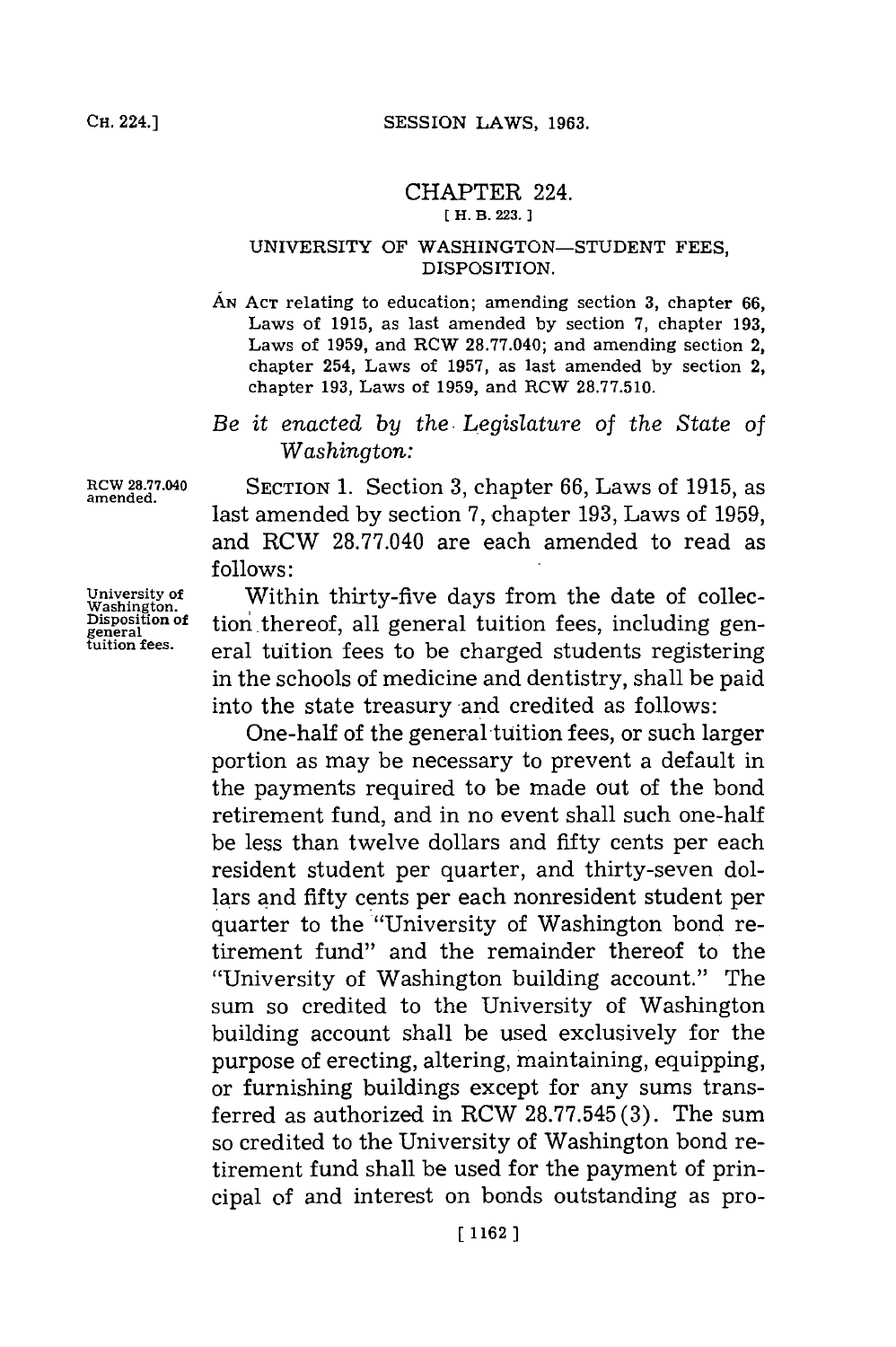# CHAPTER 224.

[ H. B. 223. ]

## UNIVERSITY OF WASHINGTON—STUDENT FEES, DISPOSITION.

AN ACT relating to education; amending section 3, chapter 66, Laws of 1915, as last amended by section 7, chapter 193, Laws of 1959, and RCW 28.77.040; and amending section 2, chapter 254, Laws of 1957, as last amended by section 2, chapter 193, Laws of 1959, and RCW 28.77.510.

*Be it enacted by the Legislature of the State of Washington:*

RCW 28.77.040 amended.

SECTION 1. Section 3, chapter 66, Laws of 1915, as last amended by section 7, chapter 193, Laws of 1959, and RCW 28.77.040 are each amended to read as follows:

University of Washington. Disposition of general tuition fees.

Within thirty-five days from the date of collection thereof, all general tuition fees, including general tuition fees to be charged students registering in the schools of medicine and dentistry, shall be paid into the state treasury and credited as follows:

One-half of the general tuition fees, or such larger portion as may be necessary to prevent a default in the payments required to be made out of the bond retirement fund, and in no event shall such one-half be less than twelve dollars and fifty cents per each resident student per quarter, and thirty-seven dollars and fifty cents per each nonresident student per quarter to the "University of Washington bond retirement fund" and the remainder thereof to the "University of Washington building account." The sum so credited to the University of Washington building account shall be used exclusively for the purpose of erecting, altering, maintaining, equipping, or furnishing buildings except for any sums transferred as authorized in RCW 28.77.545(3). The sum so credited to the University of Washington bond retirement fund shall be used for the payment of principal of and interest on bonds outstanding as pro-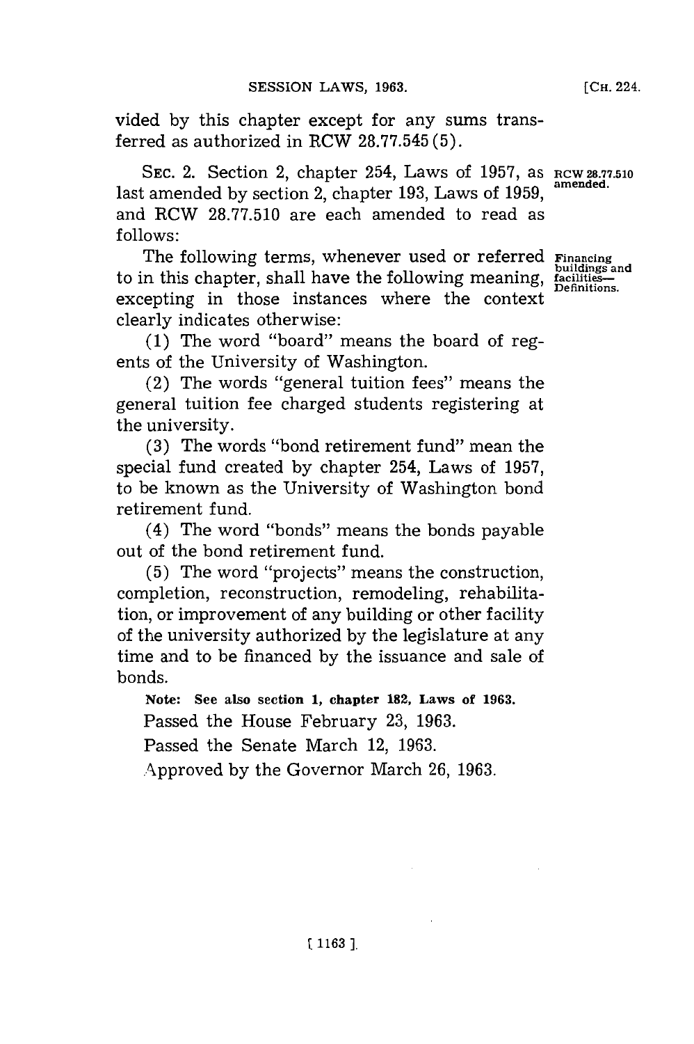vided by this chapter except for any sums transferred as authorized in RCW 28.77.545 (5).

SEC. 2. Section 2, chapter 254, Laws of 1957, as last amended by section 2, chapter 193, Laws of 1959, and RCW 28.77.510 are each amended to read as follows:

RCW 28.77.510 amended.

Financing buildings and facilities—Definitions.

The following terms, whenever used or referred to in this chapter, shall have the following meaning, excepting in those instances where the context clearly indicates otherwise:

(1) The word "board" means the board of regents of the University of Washington.

(2) The words "general tuition fees" means the general tuition fee charged students registering at the university.

(3) The words "bond retirement fund" mean the special fund created by chapter 254, Laws of 1957, to be known as the University of Washington bond retirement fund.

(4) The word "bonds" means the bonds payable out of the bond retirement fund.

(5) The word "projects" means the construction, completion, reconstruction, remodeling, rehabilitation, or improvement of any building or other facility of the university authorized by the legislature at any time and to be financed by the issuance and sale of bonds.

**Note: See also section 1, chapter 182, Laws of 1963.**

Passed the House February 23, 1963.

Passed the Senate March 12, 1963.

Approved by the Governor March 26, 1963.